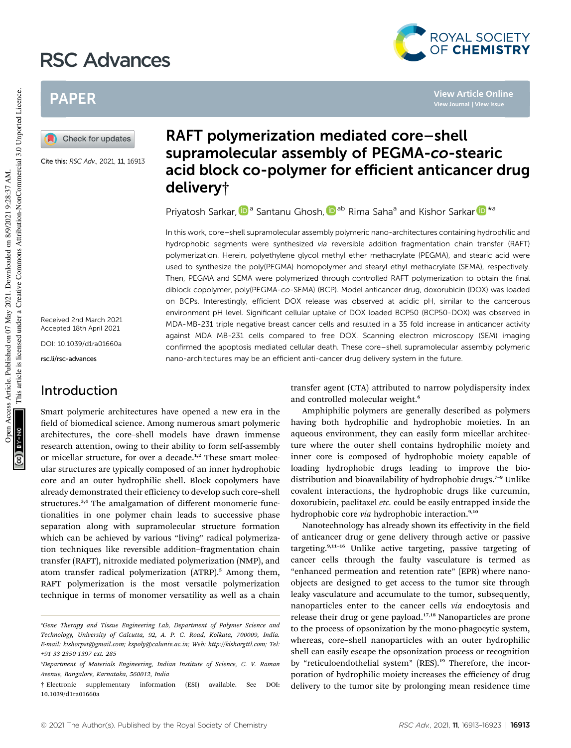# RAFT polymerization mediated core–shell supramolecular assembly of PEGMA-*co*-stearic acid block co-polymer for efficient anticancer drug delivery†

Priyatosh Sarkar,[a] Santanu Ghosh,[ab] Rima Saha[a] and Kishor Sarkar*[a]

Cite this: *RSC Adv.*, 2021, **11**, 16913

Received 2nd March 2021
Accepted 18th April 2021

DOI: 10.1039/d1ra01660a

rsc.li/rsc-advances

In this work, core–shell supramolecular assembly polymeric nano-architectures containing hydrophilic and hydrophobic segments were synthesized *via* reversible addition fragmentation chain transfer (RAFT) polymerization. Herein, polyethylene glycol methyl ether methacrylate (PEGMA), and stearic acid were used to synthesize the poly(PEGMA) homopolymer and stearyl ethyl methacrylate (SEMA), respectively. Then, PEGMA and SEMA were polymerized through controlled RAFT polymerization to obtain the final diblock copolymer, poly(PEGMA-*co*-SEMA) (BCP). Model anticancer drug, doxorubicin (DOX) was loaded on BCPs. Interestingly, efficient DOX release was observed at acidic pH, similar to the cancerous environment pH level. Significant cellular uptake of DOX loaded BCP50 (BCP50-DOX) was observed in MDA-MB-231 triple negative breast cancer cells and resulted in a 35 fold increase in anticancer activity against MDA MB-231 cells compared to free DOX. Scanning electron microscopy (SEM) imaging confirmed the apoptosis mediated cellular death. These core–shell supramolecular assembly polymeric nano-architectures may be an efficient anti-cancer drug delivery system in the future.

## Introduction

Smart polymeric architectures have opened a new era in the field of biomedical science. Among numerous smart polymeric architectures, the core–shell models have drawn immense research attention, owing to their ability to form self-assembly or micellar structure, for over a decade.[1,2] These smart molecular structures are typically composed of an inner hydrophobic core and an outer hydrophilic shell. Block copolymers have already demonstrated their efficiency to develop such core–shell structures.[3,4] The amalgamation of different monomeric functionalities in one polymer chain leads to successive phase separation along with supramolecular structure formation which can be achieved by various "living" radical polymerization techniques like reversible addition–fragmentation chain transfer (RAFT), nitroxide mediated polymerization (NMP), and atom transfer radical polymerization (ATRP).[5] Among them, RAFT polymerization is the most versatile polymerization technique in terms of monomer versatility as well as a chain transfer agent (CTA) attributed to narrow polydispersity index and controlled molecular weight.[6]

Amphiphilic polymers are generally described as polymers having both hydrophilic and hydrophobic moieties. In an aqueous environment, they can easily form micellar architecture where the outer shell contains hydrophilic moiety and inner core is composed of hydrophobic moiety capable of loading hydrophobic drugs leading to improve the biodistribution and bioavailability of hydrophobic drugs.[7–9] Unlike covalent interactions, the hydrophobic drugs like curcumin, doxorubicin, paclitaxel *etc.* could be easily entrapped inside the hydrophobic core *via* hydrophobic interaction.[9,10]

Nanotechnology has already shown its effectivity in the field of anticancer drug or gene delivery through active or passive targeting.[9,11–16] Unlike active targeting, passive targeting of cancer cells through the faulty vasculature is termed as "enhanced permeation and retention rate" (EPR) where nano-objects are designed to get access to the tumor site through leaky vasculature and accumulate to the tumor, subsequently, nanoparticles enter to the cancer cells *via* endocytosis and release their drug or gene payload.[17,18] Nanoparticles are prone to the process of opsonization by the mono-phagocytic system, whereas, core–shell nanoparticles with an outer hydrophilic shell can easily escape the opsonization process or recognition by "reticuloendothelial system" (RES).[19] Therefore, the incorporation of hydrophilic moiety increases the efficiency of drug delivery to the tumor site by prolonging mean residence time

---

[a]*Gene Therapy and Tissue Engineering Lab, Department of Polymer Science and Technology, University of Calcutta, 92, A. P. C. Road, Kolkata, 700009, India. E-mail: kishorpst@gmail.com; kspoly@caluniv.ac.in; Web: http://kishorgttl.com; Tel: +91-33-2350-1397 ext. 285*

[b]*Department of Materials Engineering, Indian Institute of Science, C. V. Raman Avenue, Bangalore, Karnataka, 560012, India*

† Electronic supplementary information (ESI) available. See DOI: 10.1039/d1ra01660a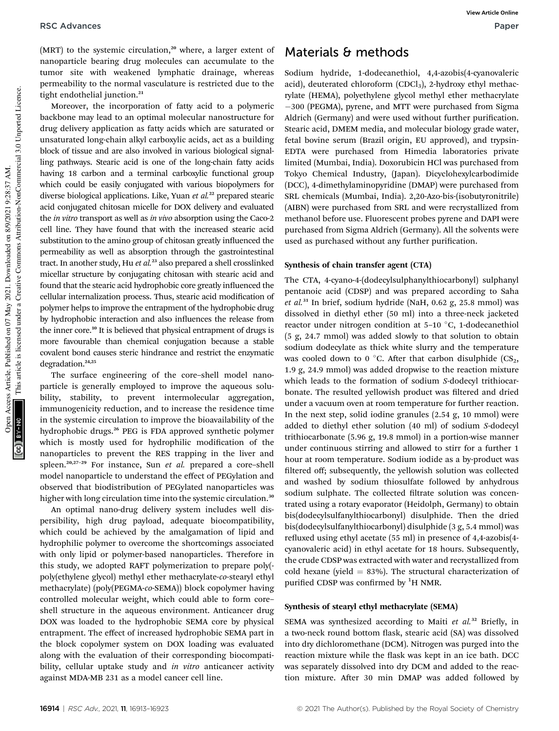(MRT) to the systemic circulation,[20] where, a larger extent of nanoparticle bearing drug molecules can accumulate to the tumor site with weakened lymphatic drainage, whereas permeability to the normal vasculature is restricted due to the tight endothelial junction.[21]

Moreover, the incorporation of fatty acid to a polymeric backbone may lead to an optimal molecular nanostructure for drug delivery application as fatty acids which are saturated or unsaturated long-chain alkyl carboxylic acids, act as a building block of tissue and are also involved in various biological signalling pathways. Stearic acid is one of the long-chain fatty acids having 18 carbon and a terminal carboxylic functional group which could be easily conjugated with various biopolymers for diverse biological applications. Like, Yuan *et al.*[22] prepared stearic acid conjugated chitosan micelle for DOX delivery and evaluated the *in vitro* transport as well as *in vivo* absorption using the Caco-2 cell line. They have found that with the increased stearic acid substitution to the amino group of chitosan greatly influenced the permeability as well as absorption through the gastrointestinal tract. In another study, Hu *et al.*[23] also prepared a shell crosslinked micellar structure by conjugating chitosan with stearic acid and found that the stearic acid hydrophobic core greatly influenced the cellular internalization process. Thus, stearic acid modification of polymer helps to improve the entrapment of the hydrophobic drug by hydrophobic interaction and also influences the release from the inner core.[10] It is believed that physical entrapment of drugs is more favourable than chemical conjugation because a stable covalent bond causes steric hindrance and restrict the enzymatic degradation.[24,25]

The surface engineering of the core–shell model nanoparticle is generally employed to improve the aqueous solubility, stability, to prevent intermolecular aggregation, immunogenicity reduction, and to increase the residence time in the systemic circulation to improve the bioavailability of the hydrophobic drugs.[26] PEG is FDA approved synthetic polymer which is mostly used for hydrophilic modification of the nanoparticles to prevent the RES trapping in the liver and spleen.[20,27–29] For instance, Sun *et al.* prepared a core–shell model nanoparticle to understand the effect of PEGylation and observed that biodistribution of PEGylated nanoparticles was higher with long circulation time into the systemic circulation.[30]

An optimal nano-drug delivery system includes well dispersibility, high drug payload, adequate biocompatibility, which could be achieved by the amalgamation of lipid and hydrophilic polymer to overcome the shortcomings associated with only lipid or polymer-based nanoparticles. Therefore in this study, we adopted RAFT polymerization to prepare poly(poly(ethylene glycol) methyl ether methacrylate-*co*-stearyl ethyl methacrylate) (poly(PEGMA-*co*-SEMA)) block copolymer having controlled molecular weight, which could able to form core–shell structure in the aqueous environment. Anticancer drug DOX was loaded to the hydrophobic SEMA core by physical entrapment. The effect of increased hydrophobic SEMA part in the block copolymer system on DOX loading was evaluated along with the evaluation of their corresponding biocompatibility, cellular uptake study and *in vitro* anticancer activity against MDA-MB 231 as a model cancer cell line.

## Materials & methods

Sodium hydride, 1-dodecanethiol, 4,4-azobis(4-cyanovaleric acid), deuterated chloroform ($CDCl_3$), 2-hydroxy ethyl methacrylate (HEMA), polyethylene glycol methyl ether methacrylate −300 (PEGMA), pyrene, and MTT were purchased from Sigma Aldrich (Germany) and were used without further purification. Stearic acid, DMEM media, and molecular biology grade water, fetal bovine serum (Brazil origin, EU approved), and trypsin-EDTA were purchased from Himedia laboratories private limited (Mumbai, India). Doxorubicin HCl was purchased from Tokyo Chemical Industry, (Japan). Dicyclohexylcarbodimide (DCC), 4-dimethylaminopyridine (DMAP) were purchased from SRL chemicals (Mumbai, India). 2,20-Azo-bis-(isobutyronitrile) (AIBN) were purchased from SRL and were recrystallized from methanol before use. Fluorescent probes pyrene and DAPI were purchased from Sigma Aldrich (Germany). All the solvents were used as purchased without any further purification.

### Synthesis of chain transfer agent (CTA)

The CTA, 4-cyano-4-(dodecylsulphanylthiocarbonyl) sulphanyl pentanoic acid (CDSP) and was prepared according to Saha *et al.*[31] In brief, sodium hydride (NaH, 0.62 g, 25.8 mmol) was dissolved in diethyl ether (50 ml) into a three-neck jacketed reactor under nitrogen condition at 5–10 °C, 1-dodecanethiol (5 g, 24.7 mmol) was added slowly to that solution to obtain sodium dodecylate as thick white slurry and the temperature was cooled down to 0 °C. After that carbon disulphide ($CS_2$, 1.9 g, 24.9 mmol) was added dropwise to the reaction mixture which leads to the formation of sodium *S*-dodecyl trithiocarbonate. The resulted yellowish product was filtered and dried under a vacuum oven at room temperature for further reaction. In the next step, solid iodine granules (2.54 g, 10 mmol) were added to diethyl ether solution (40 ml) of sodium *S*-dodecyl trithiocarbonate (5.96 g, 19.8 mmol) in a portion-wise manner under continuous stirring and allowed to stirr for a further 1 hour at room temperature. Sodium iodide as a by-product was filtered off; subsequently, the yellowish solution was collected and washed by sodium thiosulfate followed by anhydrous sodium sulphate. The collected filtrate solution was concentrated using a rotary evaporator (Heidolph, Germany) to obtain bis(dodecylsulfanylthiocarbonyl) disulphide. Then the dried bis(dodecylsulfanylthiocarbonyl) disulphide (3 g, 5.4 mmol) was refluxed using ethyl acetate (55 ml) in presence of 4,4-azobis(4-cyanovaleric acid) in ethyl acetate for 18 hours. Subsequently, the crude CDSP was extracted with water and recrystallized from cold hexane (yield = 83%). The structural characterization of purified CDSP was confirmed by $^1$H NMR.

### Synthesis of stearyl ethyl methacrylate (SEMA)

SEMA was synthesized according to Maiti *et al.*[32] Briefly, in a two-neck round bottom flask, stearic acid (SA) was dissolved into dry dichloromethane (DCM). Nitrogen was purged into the reaction mixture while the flask was kept in an ice bath. DCC was separately dissolved into dry DCM and added to the reaction mixture. After 30 min DMAP was added followed by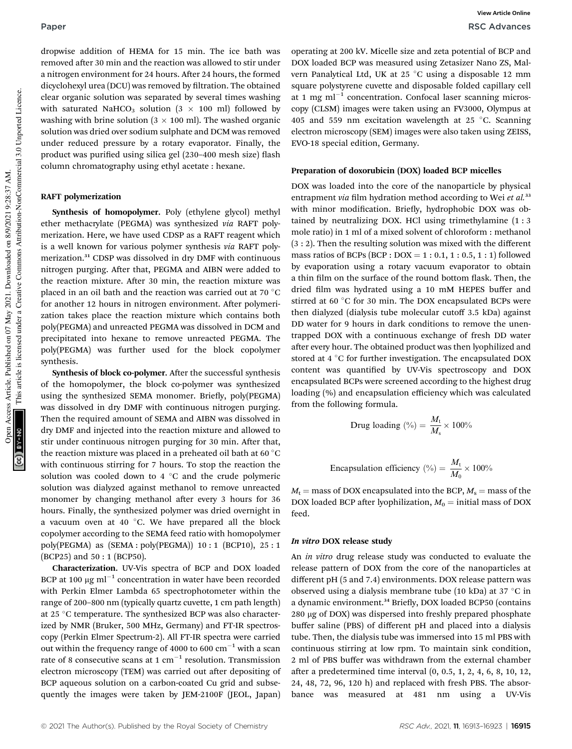dropwise addition of HEMA for 15 min. The ice bath was removed after 30 min and the reaction was allowed to stir under a nitrogen environment for 24 hours. After 24 hours, the formed dicyclohexyl urea (DCU) was removed by filtration. The obtained clear organic solution was separated by several times washing with saturated $NaHCO_3$ solution (3 × 100 ml) followed by washing with brine solution (3 × 100 ml). The washed organic solution was dried over sodium sulphate and DCM was removed under reduced pressure by a rotary evaporator. Finally, the product was purified using silica gel (230–400 mesh size) flash column chromatography using ethyl acetate : hexane.

### RAFT polymerization

**Synthesis of homopolymer.** Poly (ethylene glycol) methyl ether methacrylate (PEGMA) was synthesized *via* RAFT polymerization. Here, we have used CDSP as a RAFT reagent which is a well known for various polymer synthesis *via* RAFT polymerization.[31] CDSP was dissolved in dry DMF with continuous nitrogen purging. After that, PEGMA and AIBN were added to the reaction mixture. After 30 min, the reaction mixture was placed in an oil bath and the reaction was carried out at 70 °C for another 12 hours in nitrogen environment. After polymerization takes place the reaction mixture which contains both poly(PEGMA) and unreacted PEGMA was dissolved in DCM and precipitated into hexane to remove unreacted PEGMA. The poly(PEGMA) was further used for the block copolymer synthesis.

**Synthesis of block co-polymer.** After the successful synthesis of the homopolymer, the block co-polymer was synthesized using the synthesized SEMA monomer. Briefly, poly(PEGMA) was dissolved in dry DMF with continuous nitrogen purging. Then the required amount of SEMA and AIBN was dissolved in dry DMF and injected into the reaction mixture and allowed to stir under continuous nitrogen purging for 30 min. After that, the reaction mixture was placed in a preheated oil bath at 60 °C with continuous stirring for 7 hours. To stop the reaction the solution was cooled down to 4 °C and the crude polymeric solution was dialyzed against methanol to remove unreacted monomer by changing methanol after every 3 hours for 36 hours. Finally, the synthesized polymer was dried overnight in a vacuum oven at 40 °C. We have prepared all the block copolymer according to the SEMA feed ratio with homopolymer poly(PEGMA) as (SEMA : poly(PEGMA)) 10 : 1 (BCP10), 25 : 1 (BCP25) and 50 : 1 (BCP50).

**Characterization.** UV-Vis spectra of BCP and DOX loaded BCP at 100 μg $ml^{-1}$ concentration in water have been recorded with Perkin Elmer Lambda 65 spectrophotometer within the range of 200–800 nm (typically quartz cuvette, 1 cm path length) at 25 °C temperature. The synthesized BCP was also characterized by NMR (Bruker, 500 MHz, Germany) and FT-IR spectroscopy (Perkin Elmer Spectrum-2). All FT-IR spectra were carried out within the frequency range of 4000 to 600 $cm^{-1}$ with a scan rate of 8 consecutive scans at 1 $cm^{-1}$ resolution. Transmission electron microscopy (TEM) was carried out after depositing of BCP aqueous solution on a carbon-coated Cu grid and subsequently the images were taken by JEM-2100F (JEOL, Japan) operating at 200 kV. Micelle size and zeta potential of BCP and DOX loaded BCP was measured using Zetasizer Nano ZS, Malvern Panalytical Ltd, UK at 25 °C using a disposable 12 mm square polystyrene cuvette and disposable folded capillary cell at 1 mg $ml^{-1}$ concentration. Confocal laser scanning microscopy (CLSM) images were taken using an FV3000, Olympus at 405 and 559 nm excitation wavelength at 25 °C. Scanning electron microscopy (SEM) images were also taken using ZEISS, EVO-18 special edition, Germany.

### Preparation of doxorubicin (DOX) loaded BCP micelles

DOX was loaded into the core of the nanoparticle by physical entrapment *via* film hydration method according to Wei *et al.*[33] with minor modification. Briefly, hydrophobic DOX was obtained by neutralizing DOX. HCl using trimethylamine (1 : 3 mole ratio) in 1 ml of a mixed solvent of chloroform : methanol (3 : 2). Then the resulting solution was mixed with the different mass ratios of BCPs (BCP : DOX = 1 : 0.1, 1 : 0.5, 1 : 1) followed by evaporation using a rotary vacuum evaporator to obtain a thin film on the surface of the round bottom flask. Then, the dried film was hydrated using a 10 mM HEPES buffer and stirred at 60 °C for 30 min. The DOX encapsulated BCPs were then dialyzed (dialysis tube molecular cutoff 3.5 kDa) against DD water for 9 hours in dark conditions to remove the unentrapped DOX with a continuous exchange of fresh DD water after every hour. The obtained product was then lyophilized and stored at 4 °C for further investigation. The encapsulated DOX content was quantified by UV-Vis spectroscopy and DOX encapsulated BCPs were screened according to the highest drug loading (%) and encapsulation efficiency which was calculated from the following formula.

$$\text{Drug loading (\%)} = \frac{M_t}{M_s} \times 100\%$$

$$\text{Encapsulation efficiency (\%)} = \frac{M_t}{M_0} \times 100\%$$

$M_t$ = mass of DOX encapsulated into the BCP, $M_s$ = mass of the DOX loaded BCP after lyophilization, $M_0$ = initial mass of DOX feed.

### *In vitro* DOX release study

An *in vitro* drug release study was conducted to evaluate the release pattern of DOX from the core of the nanoparticles at different pH (5 and 7.4) environments. DOX release pattern was observed using a dialysis membrane tube (10 kDa) at 37 °C in a dynamic environment.[34] Briefly, DOX loaded BCP50 (contains 280 μg of DOX) was dispersed into freshly prepared phosphate buffer saline (PBS) of different pH and placed into a dialysis tube. Then, the dialysis tube was immersed into 15 ml PBS with continuous stirring at low rpm. To maintain sink condition, 2 ml of PBS buffer was withdrawn from the external chamber after a predetermined time interval (0, 0.5, 1, 2, 4, 6, 8, 10, 12, 24, 48, 72, 96, 120 h) and replaced with fresh PBS. The absorbance was measured at 481 nm using a UV-Vis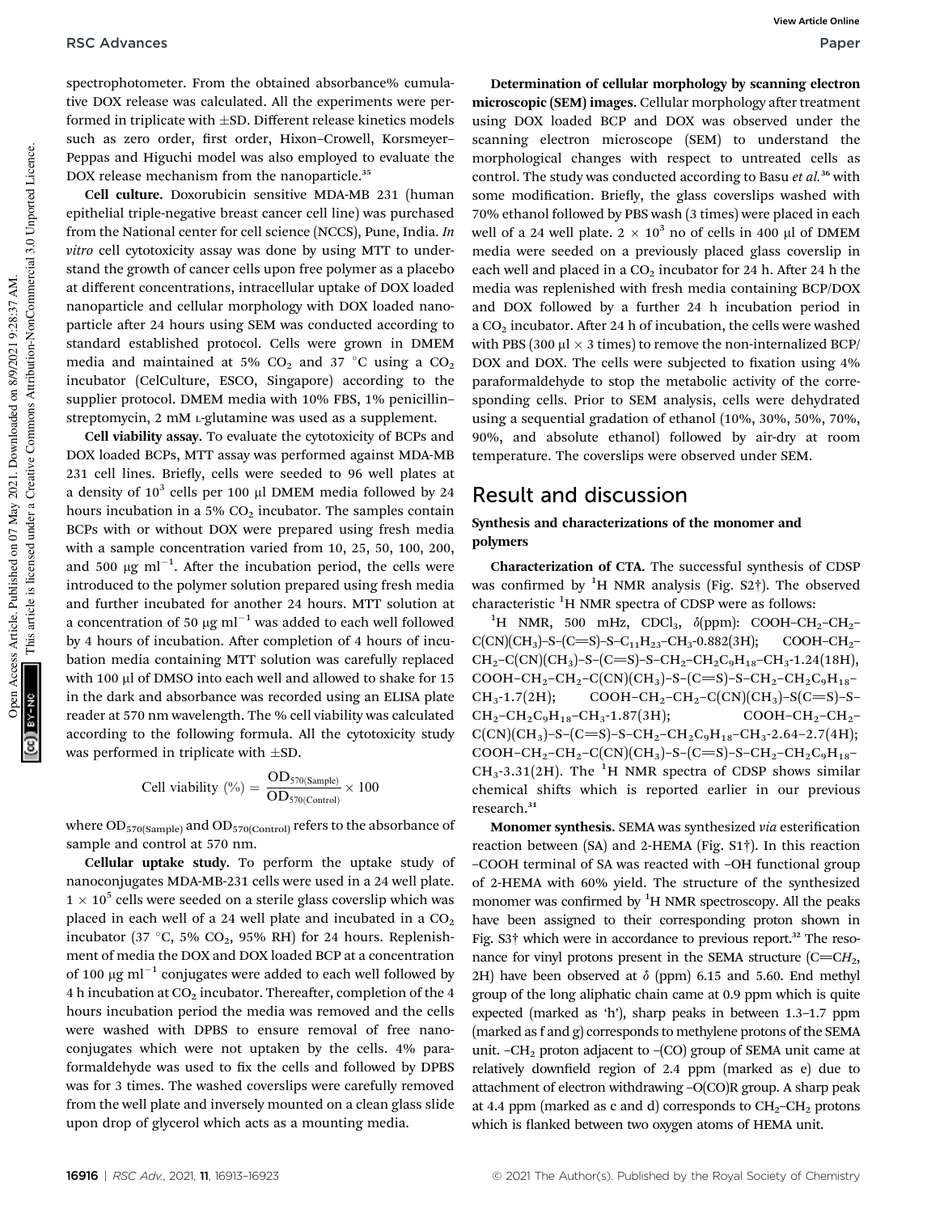spectrophotometer. From the obtained absorbance% cumulative DOX release was calculated. All the experiments were performed in triplicate with ±SD. Different release kinetics models such as zero order, first order, Hixon–Crowell, Korsmeyer–Peppas and Higuchi model was also employed to evaluate the DOX release mechanism from the nanoparticle.[35]

**Cell culture.** Doxorubicin sensitive MDA-MB 231 (human epithelial triple-negative breast cancer cell line) was purchased from the National center for cell science (NCCS), Pune, India. *In vitro* cell cytotoxicity assay was done by using MTT to understand the growth of cancer cells upon free polymer as a placebo at different concentrations, intracellular uptake of DOX loaded nanoparticle and cellular morphology with DOX loaded nanoparticle after 24 hours using SEM was conducted according to standard established protocol. Cells were grown in DMEM media and maintained at 5% $CO_2$ and 37 °C using a $CO_2$ incubator (CelCulture, ESCO, Singapore) according to the supplier protocol. DMEM media with 10% FBS, 1% penicillin–streptomycin, 2 mM L-glutamine was used as a supplement.

**Cell viability assay.** To evaluate the cytotoxicity of BCPs and DOX loaded BCPs, MTT assay was performed against MDA-MB 231 cell lines. Briefly, cells were seeded to 96 well plates at a density of $10^3$ cells per 100 μl DMEM media followed by 24 hours incubation in a 5% $CO_2$ incubator. The samples contain BCPs with or without DOX were prepared using fresh media with a sample concentration varied from 10, 25, 50, 100, 200, and 500 μg ml$^{-1}$. After the incubation period, the cells were introduced to the polymer solution prepared using fresh media and further incubated for another 24 hours. MTT solution at a concentration of 50 μg ml$^{-1}$ was added to each well followed by 4 hours of incubation. After completion of 4 hours of incubation media containing MTT solution was carefully replaced with 100 μl of DMSO into each well and allowed to shake for 15 in the dark and absorbance was recorded using an ELISA plate reader at 570 nm wavelength. The % cell viability was calculated according to the following formula. All the cytotoxicity study was performed in triplicate with ±SD.

$$\text{Cell viability }(\%) = \frac{\text{OD}_{570(\text{Sample})}}{\text{OD}_{570(\text{Control})}} \times 100$$

where $\text{OD}_{570(\text{Sample})}$ and $\text{OD}_{570(\text{Control})}$ refers to the absorbance of sample and control at 570 nm.

**Cellular uptake study.** To perform the uptake study of nanoconjugates MDA-MB-231 cells were used in a 24 well plate. $1 \times 10^5$ cells were seeded on a sterile glass coverslip which was placed in each well of a 24 well plate and incubated in a $CO_2$ incubator (37 °C, 5% $CO_2$, 95% RH) for 24 hours. Replenishment of media the DOX and DOX loaded BCP at a concentration of 100 μg ml$^{-1}$ conjugates were added to each well followed by 4 h incubation at $CO_2$ incubator. Thereafter, completion of the 4 hours incubation period the media was removed and the cells were washed with DPBS to ensure removal of free nanoconjugates which were not uptaken by the cells. 4% paraformaldehyde was used to fix the cells and followed by DPBS was for 3 times. The washed coverslips were carefully removed from the well plate and inversely mounted on a clean glass slide upon drop of glycerol which acts as a mounting media.

**Determination of cellular morphology by scanning electron microscopic (SEM) images.** Cellular morphology after treatment using DOX loaded BCP and DOX was observed under the scanning electron microscope (SEM) to understand the morphological changes with respect to untreated cells as control. The study was conducted according to Basu *et al.*[36] with some modification. Briefly, the glass coverslips washed with 70% ethanol followed by PBS wash (3 times) were placed in each well of a 24 well plate. $2 \times 10^3$ no of cells in 400 μl of DMEM media were seeded on a previously placed glass coverslip in each well and placed in a $CO_2$ incubator for 24 h. After 24 h the media was replenished with fresh media containing BCP/DOX and DOX followed by a further 24 h incubation period in a $CO_2$ incubator. After 24 h of incubation, the cells were washed with PBS (300 μl × 3 times) to remove the non-internalized BCP/DOX and DOX. The cells were subjected to fixation using 4% paraformaldehyde to stop the metabolic activity of the corresponding cells. Prior to SEM analysis, cells were dehydrated using a sequential gradation of ethanol (10%, 30%, 50%, 70%, 90%, and absolute ethanol) followed by air-dry at room temperature. The coverslips were observed under SEM.

## Result and discussion

### Synthesis and characterizations of the monomer and polymers

**Characterization of CTA.** The successful synthesis of CDSP was confirmed by $^1$H NMR analysis (Fig. S2†). The observed characteristic $^1$H NMR spectra of CDSP were as follows:

$^1$H NMR, 500 mHz, $CDCl_3$, $\delta$(ppm): COOH–$CH_2$–$CH_2$–C(CN)($CH_3$)–S–(C=S)–S–$C_{11}H_{23}$–$CH_3$-0.882(3H); COOH–$CH_2$–$CH_2$–C(CN)($CH_3$)–S–(C=S)–S–$CH_2$–$CH_2C_9H_{18}$–$CH_3$-1.24(18H), COOH–$CH_2$–$CH_2$–C(CN)($CH_3$)–S–(C=S)–S–$CH_2$–$CH_2C_9H_{18}$–$CH_3$-1.7(2H); COOH–$CH_2$–$CH_2$–C(CN)($CH_3$)–S(C=S)–S–$CH_2$–$CH_2C_9H_{18}$–$CH_3$-1.87(3H); COOH–$CH_2$–$CH_2$–C(CN)($CH_3$)–S–(C=S)–S–$CH_2$–$CH_2C_9H_{18}$–$CH_3$-2.64–2.7(4H); COOH–$CH_2$–$CH_2$–C(CN)($CH_3$)–S–(C=S)–S–$CH_2$–$CH_2C_9H_{18}$–$CH_3$-3.31(2H). The $^1$H NMR spectra of CDSP shows similar chemical shifts which is reported earlier in our previous research.[31]

**Monomer synthesis.** SEMA was synthesized *via* esterification reaction between (SA) and 2-HEMA (Fig. S1†). In this reaction –COOH terminal of SA was reacted with –OH functional group of 2-HEMA with 60% yield. The structure of the synthesized monomer was confirmed by $^1$H NMR spectroscopy. All the peaks have been assigned to their corresponding proton shown in Fig. S3† which were in accordance to previous report.[32] The resonance for vinyl protons present in the SEMA structure (C=C$H_2$, 2H) have been observed at $\delta$ (ppm) 6.15 and 5.60. End methyl group of the long aliphatic chain came at 0.9 ppm which is quite expected (marked as 'h'), sharp peaks in between 1.3–1.7 ppm (marked as f and g) corresponds to methylene protons of the SEMA unit. –$CH_2$ proton adjacent to –(CO) group of SEMA unit came at relatively downfield region of 2.4 ppm (marked as e) due to attachment of electron withdrawing –O(CO)R group. A sharp peak at 4.4 ppm (marked as c and d) corresponds to $CH_2$–$CH_2$ protons which is flanked between two oxygen atoms of HEMA unit.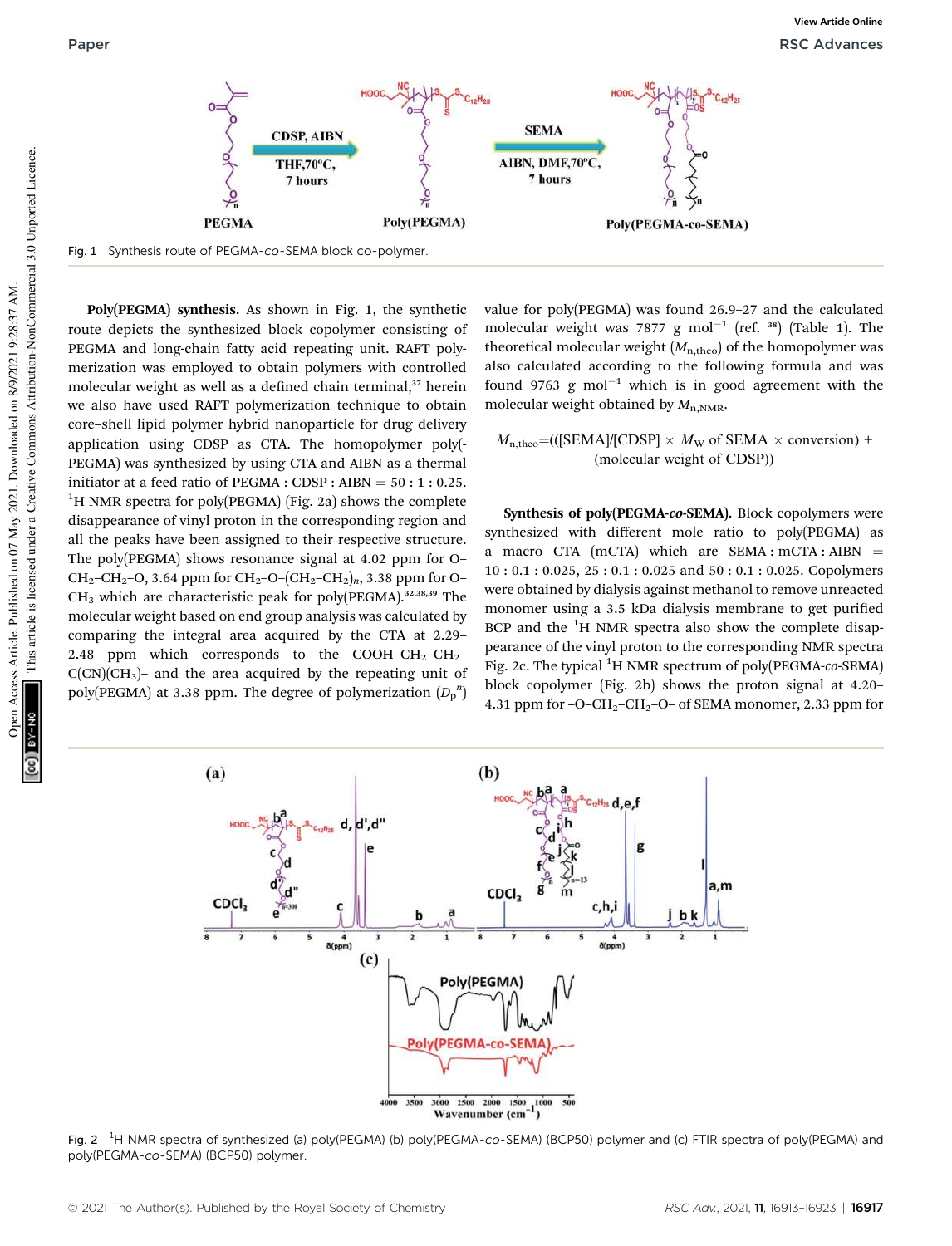Fig. 1 Synthesis route of PEGMA-*co*-SEMA block co-polymer.

**Poly(PEGMA) synthesis.** As shown in Fig. 1, the synthetic route depicts the synthesized block copolymer consisting of PEGMA and long-chain fatty acid repeating unit. RAFT polymerization was employed to obtain polymers with controlled molecular weight as well as a defined chain terminal,[37] herein we also have used RAFT polymerization technique to obtain core–shell lipid polymer hybrid nanoparticle for drug delivery application using CDSP as CTA. The homopolymer poly(PEGMA) was synthesized by using CTA and AIBN as a thermal initiator at a feed ratio of PEGMA : CDSP : AIBN = 50 : 1 : 0.25. $^1$H NMR spectra for poly(PEGMA) (Fig. 2a) shows the complete disappearance of vinyl proton in the corresponding region and all the peaks have been assigned to their respective structure. The poly(PEGMA) shows resonance signal at 4.02 ppm for O–$CH_2$–$CH_2$–O, 3.64 ppm for $CH_2$–O–($CH_2$–$CH_2$)$_n$, 3.38 ppm for O–$CH_3$ which are characteristic peak for poly(PEGMA).[32,38,39] The molecular weight based on end group analysis was calculated by comparing the integral area acquired by the CTA at 2.29–2.48 ppm which corresponds to the COOH–$CH_2$–$CH_2$–C(CN)($CH_3$)– and the area acquired by the repeating unit of poly(PEGMA) at 3.38 ppm. The degree of polymerization ($D_p{}^n$) value for poly(PEGMA) was found 26.9–27 and the calculated molecular weight was 7877 g mol$^{-1}$ (ref. 38) (Table 1). The theoretical molecular weight ($M_{n,theo}$) of the homopolymer was also calculated according to the following formula and was found 9763 g mol$^{-1}$ which is in good agreement with the molecular weight obtained by $M_{n,NMR}$.

$$M_{n,theo} = (([SEMA]/[CDSP] \times M_W \text{ of SEMA} \times \text{conversion}) + (\text{molecular weight of CDSP}))$$

**Synthesis of poly(PEGMA-*co*-SEMA).** Block copolymers were synthesized with different mole ratio to poly(PEGMA) as a macro CTA (mCTA) which are SEMA : mCTA : AIBN = 10 : 0.1 : 0.025, 25 : 0.1 : 0.025 and 50 : 0.1 : 0.025. Copolymers were obtained by dialysis against methanol to remove unreacted monomer using a 3.5 kDa dialysis membrane to get purified BCP and the $^1$H NMR spectra also show the complete disappearance of the vinyl proton to the corresponding NMR spectra Fig. 2c. The typical $^1$H NMR spectrum of poly(PEGMA-*co*-SEMA) block copolymer (Fig. 2b) shows the proton signal at 4.20–4.31 ppm for –O–$CH_2$–$CH_2$–O– of SEMA monomer, 2.33 ppm for

Fig. 2 $^1$H NMR spectra of synthesized (a) poly(PEGMA) (b) poly(PEGMA-*co*-SEMA) (BCP50) polymer and (c) FTIR spectra of poly(PEGMA) and poly(PEGMA-*co*-SEMA) (BCP50) polymer.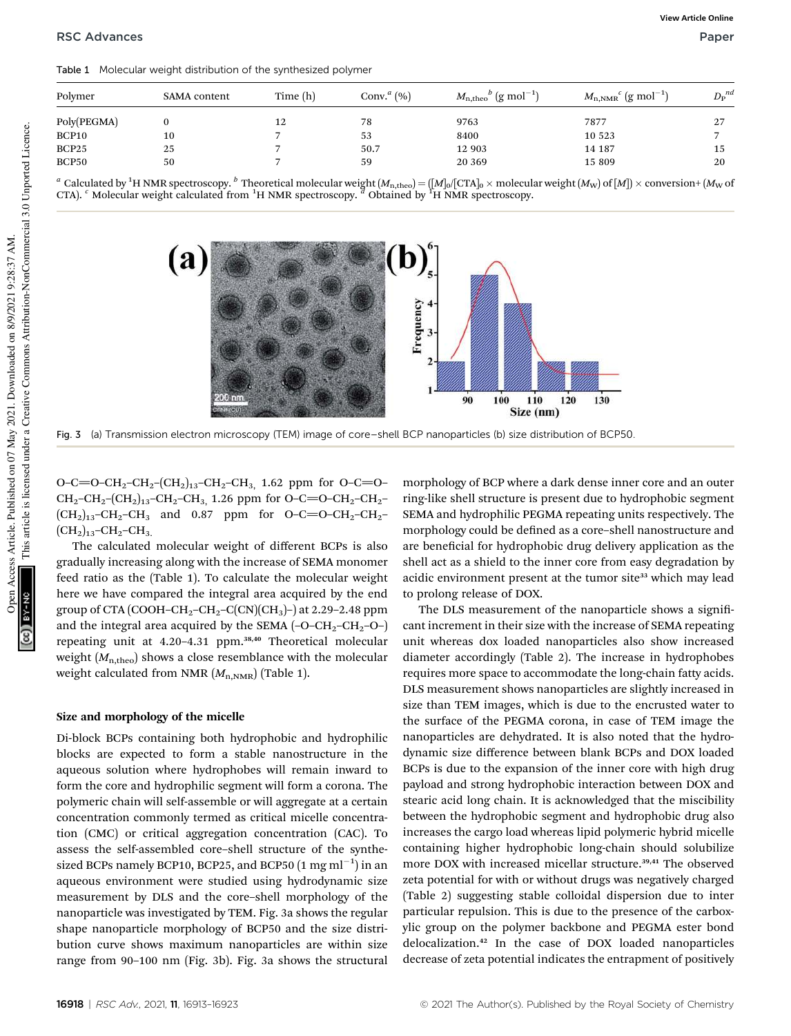Table 1 Molecular weight distribution of the synthesized polymer

| Polymer | SAMA content | Time (h) | Conv.[a] (%) | $M_{n,theo}$[b] (g mol$^{-1}$) | $M_{n,NMR}$[c] (g mol$^{-1}$) | $D_P$[nd] |
|---|---|---|---|---|---|---|
| Poly(PEGMA) | 0 | 12 | 78 | 9763 | 7877 | 27 |
| BCP10 | 10 | 7 | 53 | 8400 | 10 523 | 7 |
| BCP25 | 25 | 7 | 50.7 | 12 903 | 14 187 | 15 |
| BCP50 | 50 | 7 | 59 | 20 369 | 15 809 | 20 |

[a] Calculated by $^1$H NMR spectroscopy. [b] Theoretical molecular weight ($M_{n,theo}$) = ([$M$]$_0$/[CTA]$_0$ × molecular weight ($M_W$) of [$M$]) × conversion+ ($M_W$ of CTA). [c] Molecular weight calculated from $^1$H NMR spectroscopy. [d] Obtained by $^1$H NMR spectroscopy.

Fig. 3 (a) Transmission electron microscopy (TEM) image of core–shell BCP nanoparticles (b) size distribution of BCP50.

O–C=O–CH$_2$–CH$_2$–(CH$_2$)$_{13}$–CH$_2$–CH$_3$, 1.62 ppm for O–C=O–CH$_2$–CH$_2$–(CH$_2$)$_{13}$–CH$_2$–CH$_3$, 1.26 ppm for O–C=O–CH$_2$–CH$_2$–(CH$_2$)$_{13}$–CH$_2$–CH$_3$ and 0.87 ppm for O–C=O–CH$_2$–CH$_2$–(CH$_2$)$_{13}$–CH$_2$–CH$_3$.

The calculated molecular weight of different BCPs is also gradually increasing along with the increase of SEMA monomer feed ratio as the (Table 1). To calculate the molecular weight here we have compared the integral area acquired by the end group of CTA (COOH–CH$_2$–CH$_2$–C(CN)(CH$_3$)–) at 2.29–2.48 ppm and the integral area acquired by the SEMA (–O–CH$_2$–CH$_2$–O–) repeating unit at 4.20–4.31 ppm.[38,40] Theoretical molecular weight ($M_{n,theo}$) shows a close resemblance with the molecular weight calculated from NMR ($M_{n,NMR}$) (Table 1).

## Size and morphology of the micelle

Di-block BCPs containing both hydrophobic and hydrophilic blocks are expected to form a stable nanostructure in the aqueous solution where hydrophobes will remain inward to form the core and hydrophilic segment will form a corona. The polymeric chain will self-assemble or will aggregate at a certain concentration commonly termed as critical micelle concentration (CMC) or critical aggregation concentration (CAC). To assess the self-assembled core–shell structure of the synthesized BCPs namely BCP10, BCP25, and BCP50 (1 mg ml$^{-1}$) in an aqueous environment were studied using hydrodynamic size measurement by DLS and the core–shell morphology of the nanoparticle was investigated by TEM. Fig. 3a shows the regular shape nanoparticle morphology of BCP50 and the size distribution curve shows maximum nanoparticles are within size range from 90–100 nm (Fig. 3b). Fig. 3a shows the structural morphology of BCP where a dark dense inner core and an outer ring-like shell structure is present due to hydrophobic segment SEMA and hydrophilic PEGMA repeating units respectively. The morphology could be defined as a core–shell nanostructure and are beneficial for hydrophobic drug delivery application as the shell act as a shield to the inner core from easy degradation by acidic environment present at the tumor site[33] which may lead to prolong release of DOX.

The DLS measurement of the nanoparticle shows a significant increment in their size with the increase of SEMA repeating unit whereas dox loaded nanoparticles also show increased diameter accordingly (Table 2). The increase in hydrophobes requires more space to accommodate the long-chain fatty acids. DLS measurement shows nanoparticles are slightly increased in size than TEM images, which is due to the encrusted water to the surface of the PEGMA corona, in case of TEM image the nanoparticles are dehydrated. It is also noted that the hydrodynamic size difference between blank BCPs and DOX loaded BCPs is due to the expansion of the inner core with high drug payload and strong hydrophobic interaction between DOX and stearic acid long chain. It is acknowledged that the miscibility between the hydrophobic segment and hydrophobic drug also increases the cargo load whereas lipid polymeric hybrid micelle containing higher hydrophobic long-chain should solubilize more DOX with increased micellar structure.[39,41] The observed zeta potential for with or without drugs was negatively charged (Table 2) suggesting stable colloidal dispersion due to inter particular repulsion. This is due to the presence of the carboxylic group on the polymer backbone and PEGMA ester bond delocalization.[42] In the case of DOX loaded nanoparticles decrease of zeta potential indicates the entrapment of positively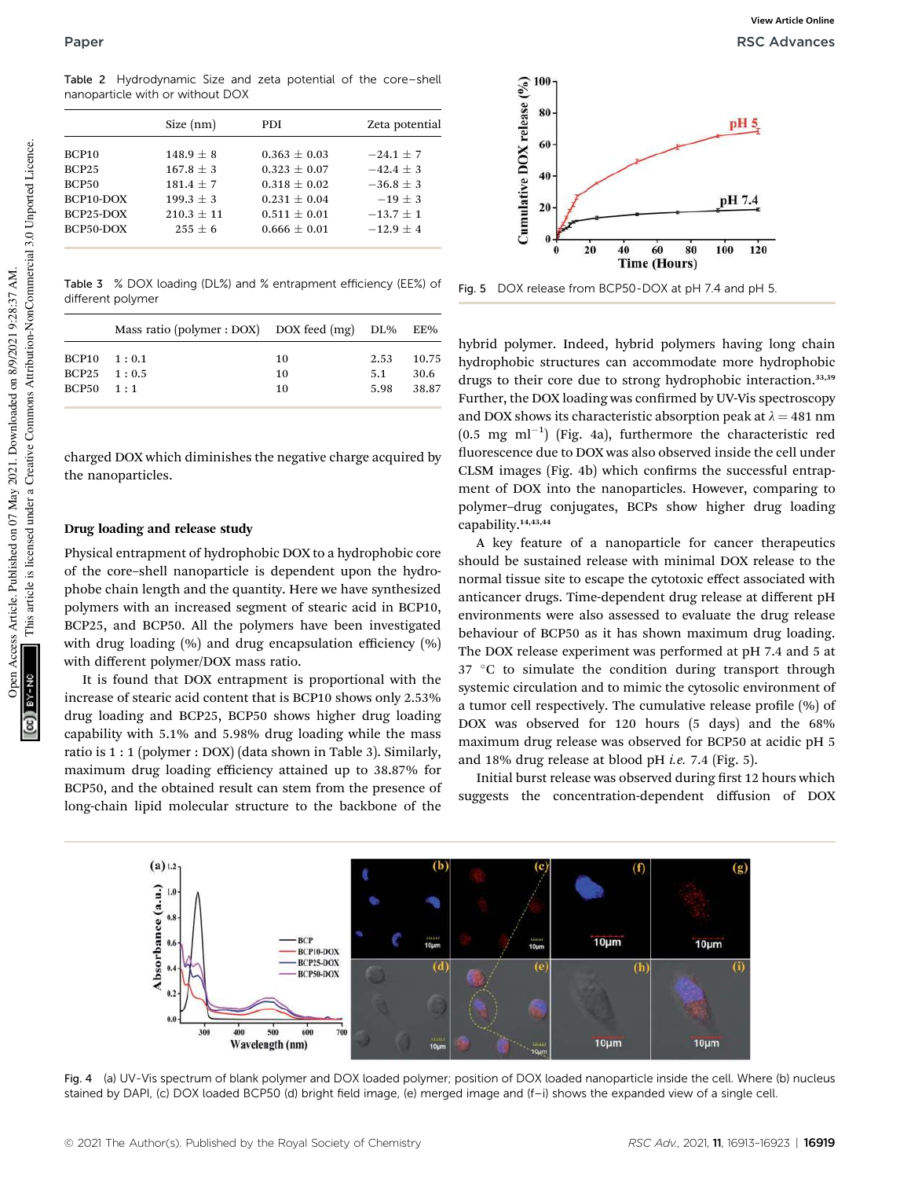Table 2 Hydrodynamic Size and zeta potential of the core–shell nanoparticle with or without DOX

| | Size (nm) | PDI | Zeta potential |
|---|---|---|---|
| BCP10 | 148.9 ± 8 | 0.363 ± 0.03 | −24.1 ± 7 |
| BCP25 | 167.8 ± 3 | 0.323 ± 0.07 | −42.4 ± 3 |
| BCP50 | 181.4 ± 7 | 0.318 ± 0.02 | −36.8 ± 3 |
| BCP10-DOX | 199.3 ± 3 | 0.231 ± 0.04 | −19 ± 3 |
| BCP25-DOX | 210.3 ± 11 | 0.511 ± 0.01 | −13.7 ± 1 |
| BCP50-DOX | 255 ± 6 | 0.666 ± 0.01 | −12.9 ± 4 |

Table 3 % DOX loading (DL%) and % entrapment efficiency (EE%) of different polymer

| | Mass ratio (polymer : DOX) | DOX feed (mg) | DL% | EE% |
|---|---|---|---|---|
| BCP10 | 1 : 0.1 | 10 | 2.53 | 10.75 |
| BCP25 | 1 : 0.5 | 10 | 5.1 | 30.6 |
| BCP50 | 1 : 1 | 10 | 5.98 | 38.87 |

charged DOX which diminishes the negative charge acquired by the nanoparticles.

## Drug loading and release study

Physical entrapment of hydrophobic DOX to a hydrophobic core of the core–shell nanoparticle is dependent upon the hydrophobe chain length and the quantity. Here we have synthesized polymers with an increased segment of stearic acid in BCP10, BCP25, and BCP50. All the polymers have been investigated with drug loading (%) and drug encapsulation efficiency (%) with different polymer/DOX mass ratio.

It is found that DOX entrapment is proportional with the increase of stearic acid content that is BCP10 shows only 2.53% drug loading and BCP25, BCP50 shows higher drug loading capability with 5.1% and 5.98% drug loading while the mass ratio is 1 : 1 (polymer : DOX) (data shown in Table 3). Similarly, maximum drug loading efficiency attained up to 38.87% for BCP50, and the obtained result can stem from the presence of long-chain lipid molecular structure to the backbone of the hybrid polymer. Indeed, hybrid polymers having long chain hydrophobic structures can accommodate more hydrophobic drugs to their core due to strong hydrophobic interaction.[33,39] Further, the DOX loading was confirmed by UV-Vis spectroscopy and DOX shows its characteristic absorption peak at $\lambda = 481$ nm (0.5 mg ml$^{-1}$) (Fig. 4a), furthermore the characteristic red fluorescence due to DOX was also observed inside the cell under CLSM images (Fig. 4b) which confirms the successful entrapment of DOX into the nanoparticles. However, comparing to polymer–drug conjugates, BCPs show higher drug loading capability.[14,43,44]

Fig. 5 DOX release from BCP50-DOX at pH 7.4 and pH 5.

A key feature of a nanoparticle for cancer therapeutics should be sustained release with minimal DOX release to the normal tissue site to escape the cytotoxic effect associated with anticancer drugs. Time-dependent drug release at different pH environments were also assessed to evaluate the drug release behaviour of BCP50 as it has shown maximum drug loading. The DOX release experiment was performed at pH 7.4 and 5 at 37 °C to simulate the condition during transport through systemic circulation and to mimic the cytosolic environment of a tumor cell respectively. The cumulative release profile (%) of DOX was observed for 120 hours (5 days) and the 68% maximum drug release was observed for BCP50 at acidic pH 5 and 18% drug release at blood pH *i.e.* 7.4 (Fig. 5).

Initial burst release was observed during first 12 hours which suggests the concentration-dependent diffusion of DOX

Fig. 4 (a) UV-Vis spectrum of blank polymer and DOX loaded polymer; position of DOX loaded nanoparticle inside the cell. Where (b) nucleus stained by DAPI, (c) DOX loaded BCP50 (d) bright field image, (e) merged image and (f–i) shows the expanded view of a single cell.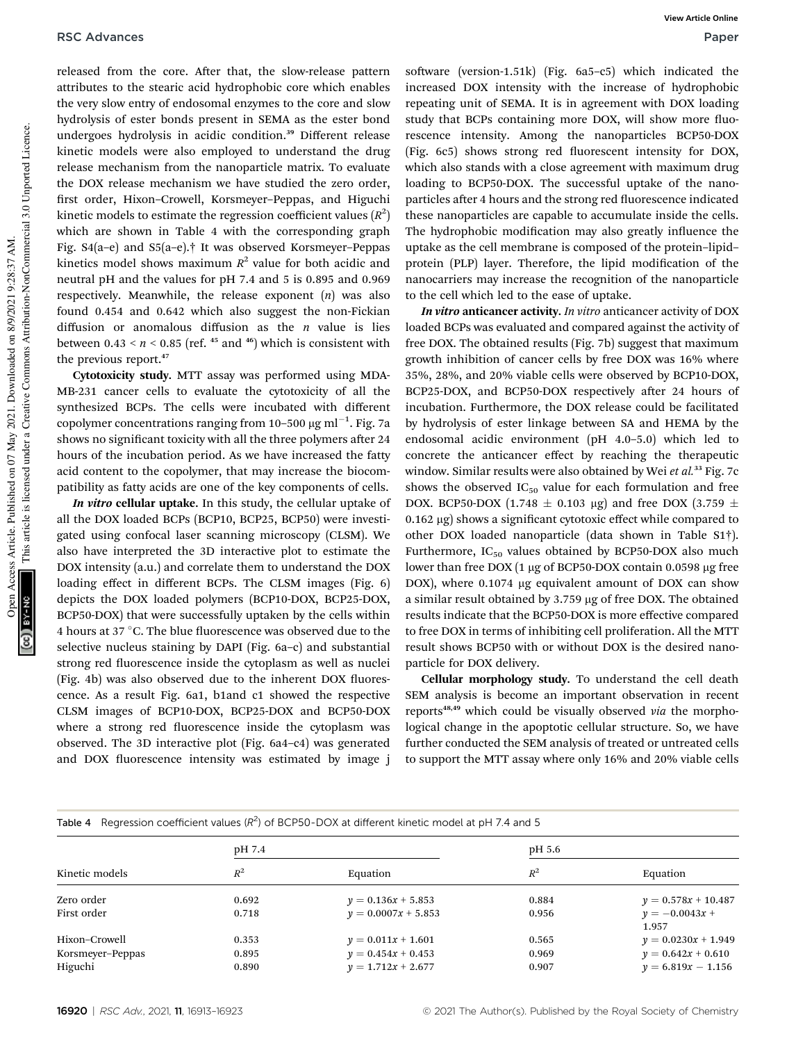released from the core. After that, the slow-release pattern attributes to the stearic acid hydrophobic core which enables the very slow entry of endosomal enzymes to the core and slow hydrolysis of ester bonds present in SEMA as the ester bond undergoes hydrolysis in acidic condition.[39] Different release kinetic models were also employed to understand the drug release mechanism from the nanoparticle matrix. To evaluate the DOX release mechanism we have studied the zero order, first order, Hixon–Crowell, Korsmeyer–Peppas, and Higuchi kinetic models to estimate the regression coefficient values ($R^2$) which are shown in Table 4 with the corresponding graph Fig. S4(a–e) and S5(a–e).† It was observed Korsmeyer–Peppas kinetics model shows maximum $R^2$ value for both acidic and neutral pH and the values for pH 7.4 and 5 is 0.895 and 0.969 respectively. Meanwhile, the release exponent ($n$) was also found 0.454 and 0.642 which also suggest the non-Fickian diffusion or anomalous diffusion as the $n$ value is lies between $0.43 < n < 0.85$ (ref. 45 and 46) which is consistent with the previous report.[47]

**Cytotoxicity study.** MTT assay was performed using MDA-MB-231 cancer cells to evaluate the cytotoxicity of all the synthesized BCPs. The cells were incubated with different copolymer concentrations ranging from 10–500 μg ml$^{-1}$. Fig. 7a shows no significant toxicity with all the three polymers after 24 hours of the incubation period. As we have increased the fatty acid content to the copolymer, that may increase the biocompatibility as fatty acids are one of the key components of cells.

***In vitro* cellular uptake.** In this study, the cellular uptake of all the DOX loaded BCPs (BCP10, BCP25, BCP50) were investigated using confocal laser scanning microscopy (CLSM). We also have interpreted the 3D interactive plot to estimate the DOX intensity (a.u.) and correlate them to understand the DOX loading effect in different BCPs. The CLSM images (Fig. 6) depicts the DOX loaded polymers (BCP10-DOX, BCP25-DOX, BCP50-DOX) that were successfully uptaken by the cells within 4 hours at 37 °C. The blue fluorescence was observed due to the selective nucleus staining by DAPI (Fig. 6a–c) and substantial strong red fluorescence inside the cytoplasm as well as nuclei (Fig. 4b) was also observed due to the inherent DOX fluorescence. As a result Fig. 6a1, b1and c1 showed the respective CLSM images of BCP10-DOX, BCP25-DOX and BCP50-DOX where a strong red fluorescence inside the cytoplasm was observed. The 3D interactive plot (Fig. 6a4–c4) was generated and DOX fluorescence intensity was estimated by image j software (version-1.51k) (Fig. 6a5–c5) which indicated the increased DOX intensity with the increase of hydrophobic repeating unit of SEMA. It is in agreement with DOX loading study that BCPs containing more DOX, will show more fluorescence intensity. Among the nanoparticles BCP50-DOX (Fig. 6c5) shows strong red fluorescent intensity for DOX, which also stands with a close agreement with maximum drug loading to BCP50-DOX. The successful uptake of the nanoparticles after 4 hours and the strong red fluorescence indicated these nanoparticles are capable to accumulate inside the cells. The hydrophobic modification may also greatly influence the uptake as the cell membrane is composed of the protein–lipid–protein (PLP) layer. Therefore, the lipid modification of the nanocarriers may increase the recognition of the nanoparticle to the cell which led to the ease of uptake.

***In vitro* anticancer activity.** *In vitro* anticancer activity of DOX loaded BCPs was evaluated and compared against the activity of free DOX. The obtained results (Fig. 7b) suggest that maximum growth inhibition of cancer cells by free DOX was 16% where 35%, 28%, and 20% viable cells were observed by BCP10-DOX, BCP25-DOX, and BCP50-DOX respectively after 24 hours of incubation. Furthermore, the DOX release could be facilitated by hydrolysis of ester linkage between SA and HEMA by the endosomal acidic environment (pH 4.0–5.0) which led to concrete the anticancer effect by reaching the therapeutic window. Similar results were also obtained by Wei *et al.*[33] Fig. 7c shows the observed $IC_{50}$ value for each formulation and free DOX. BCP50-DOX (1.748 ± 0.103 μg) and free DOX (3.759 ± 0.162 μg) shows a significant cytotoxic effect while compared to other DOX loaded nanoparticle (data shown in Table S1†). Furthermore, $IC_{50}$ values obtained by BCP50-DOX also much lower than free DOX (1 μg of BCP50-DOX contain 0.0598 μg free DOX), where 0.1074 μg equivalent amount of DOX can show a similar result obtained by 3.759 μg of free DOX. The obtained results indicate that the BCP50-DOX is more effective compared to free DOX in terms of inhibiting cell proliferation. All the MTT result shows BCP50 with or without DOX is the desired nanoparticle for DOX delivery.

**Cellular morphology study.** To understand the cell death SEM analysis is become an important observation in recent reports[48,49] which could be visually observed *via* the morphological change in the apoptotic cellular structure. So, we have further conducted the SEM analysis of treated or untreated cells to support the MTT assay where only 16% and 20% viable cells

Table 4 Regression coefficient values ($R^2$) of BCP50-DOX at different kinetic model at pH 7.4 and 5

| Kinetic models | pH 7.4 | | pH 5.6 | |
|---|---|---|---|---|
| | $R^2$ | Equation | $R^2$ | Equation |
| Zero order | 0.692 | $y = 0.136x + 5.853$ | 0.884 | $y = 0.578x + 10.487$ |
| First order | 0.718 | $y = 0.0007x + 5.853$ | 0.956 | $y = -0.0043x + 1.957$ |
| Hixon–Crowell | 0.353 | $y = 0.011x + 1.601$ | 0.565 | $y = 0.0230x + 1.949$ |
| Korsmeyer–Peppas | 0.895 | $y = 0.454x + 0.453$ | 0.969 | $y = 0.642x + 0.610$ |
| Higuchi | 0.890 | $y = 1.712x + 2.677$ | 0.907 | $y = 6.819x - 1.156$ |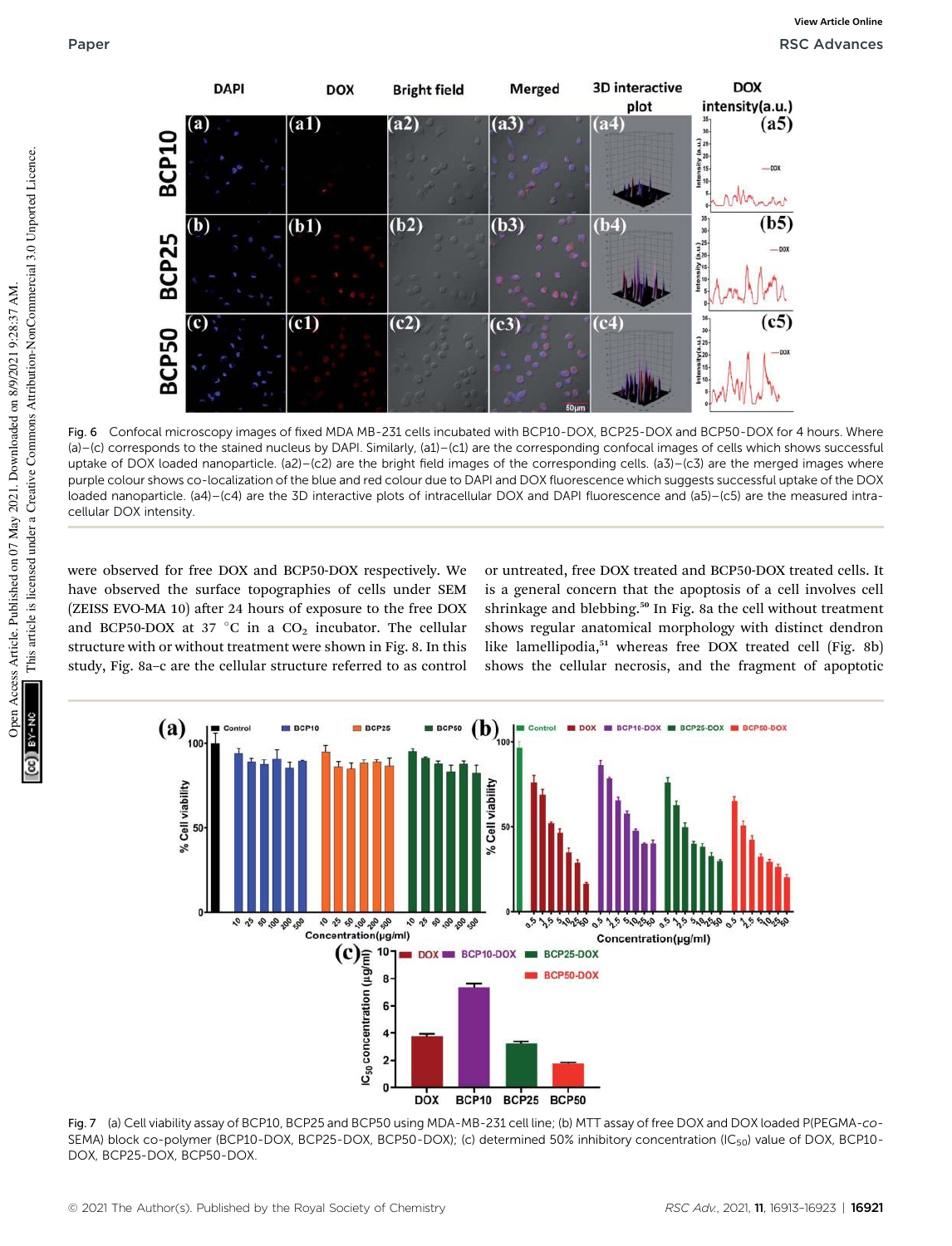Fig. 6 Confocal microscopy images of fixed MDA MB-231 cells incubated with BCP10-DOX, BCP25-DOX and BCP50-DOX for 4 hours. Where (a)–(c) corresponds to the stained nucleus by DAPI. Similarly, (a1)–(c1) are the corresponding confocal images of cells which shows successful uptake of DOX loaded nanoparticle. (a2)–(c2) are the bright field images of the corresponding cells. (a3)–(c3) are the merged images where purple colour shows co-localization of the blue and red colour due to DAPI and DOX fluorescence which suggests successful uptake of the DOX loaded nanoparticle. (a4)–(c4) are the 3D interactive plots of intracellular DOX and DAPI fluorescence and (a5)–(c5) are the measured intracellular DOX intensity.

were observed for free DOX and BCP50-DOX respectively. We have observed the surface topographies of cells under SEM (ZEISS EVO-MA 10) after 24 hours of exposure to the free DOX and BCP50-DOX at 37 °C in a $CO_2$ incubator. The cellular structure with or without treatment were shown in Fig. 8. In this study, Fig. 8a–c are the cellular structure referred to as control or untreated, free DOX treated and BCP50-DOX treated cells. It is a general concern that the apoptosis of a cell involves cell shrinkage and blebbing.[50] In Fig. 8a the cell without treatment shows regular anatomical morphology with distinct dendron like lamellipodia,[51] whereas free DOX treated cell (Fig. 8b) shows the cellular necrosis, and the fragment of apoptotic

Fig. 7 (a) Cell viability assay of BCP10, BCP25 and BCP50 using MDA-MB-231 cell line; (b) MTT assay of free DOX and DOX loaded P(PEGMA-*co*-SEMA) block co-polymer (BCP10-DOX, BCP25-DOX, BCP50-DOX); (c) determined 50% inhibitory concentration ($IC_{50}$) value of DOX, BCP10-DOX, BCP25-DOX, BCP50-DOX.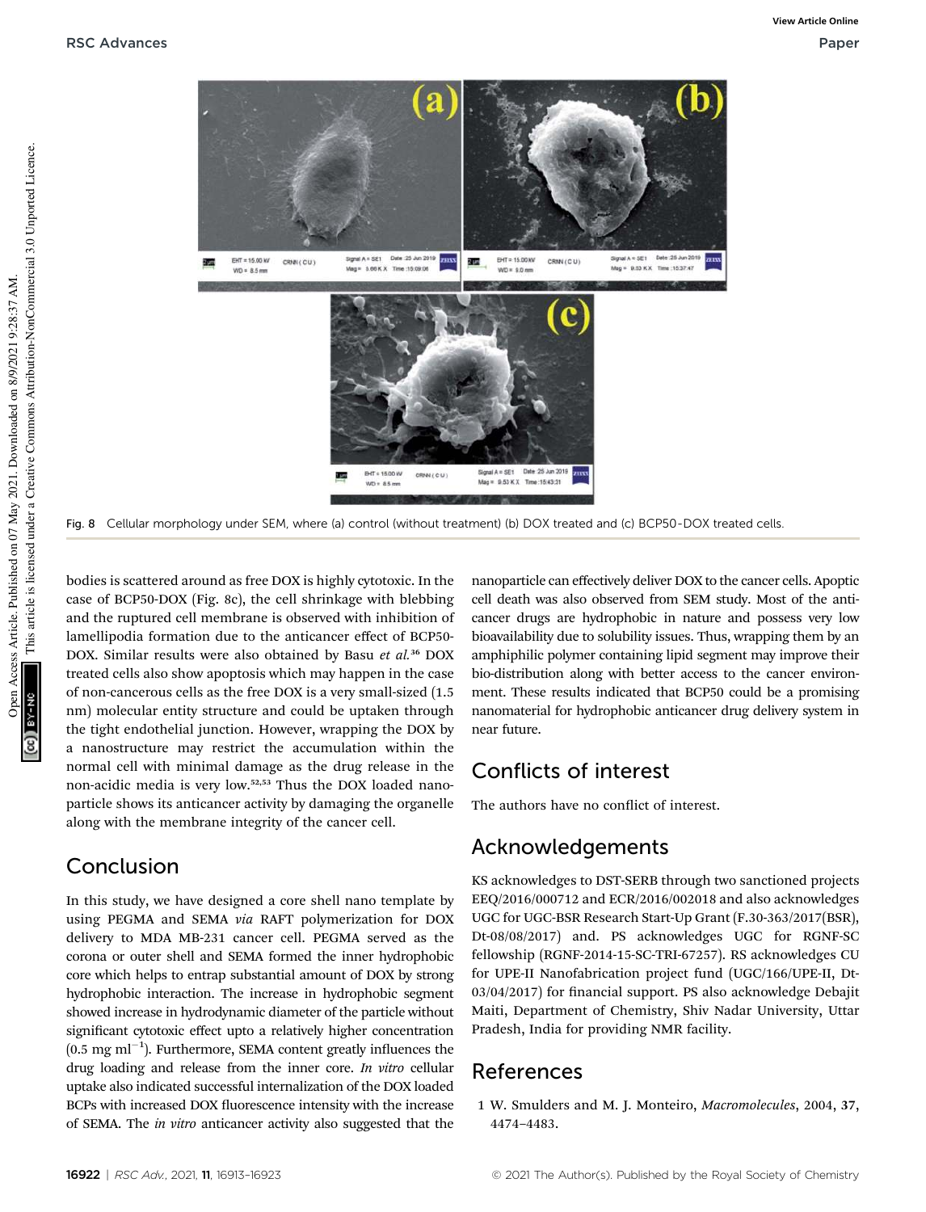Fig. 8 Cellular morphology under SEM, where (a) control (without treatment) (b) DOX treated and (c) BCP50-DOX treated cells.

bodies is scattered around as free DOX is highly cytotoxic. In the case of BCP50-DOX (Fig. 8c), the cell shrinkage with blebbing and the ruptured cell membrane is observed with inhibition of lamellipodia formation due to the anticancer effect of BCP50-DOX. Similar results were also obtained by Basu *et al.*[36] DOX treated cells also show apoptosis which may happen in the case of non-cancerous cells as the free DOX is a very small-sized (1.5 nm) molecular entity structure and could be uptaken through the tight endothelial junction. However, wrapping the DOX by a nanostructure may restrict the accumulation within the normal cell with minimal damage as the drug release in the non-acidic media is very low.[52,53] Thus the DOX loaded nanoparticle shows its anticancer activity by damaging the organelle along with the membrane integrity of the cancer cell.

## Conclusion

In this study, we have designed a core shell nano template by using PEGMA and SEMA *via* RAFT polymerization for DOX delivery to MDA MB-231 cancer cell. PEGMA served as the corona or outer shell and SEMA formed the inner hydrophobic core which helps to entrap substantial amount of DOX by strong hydrophobic interaction. The increase in hydrophobic segment showed increase in hydrodynamic diameter of the particle without significant cytotoxic effect upto a relatively higher concentration (0.5 mg $ml^{-1}$). Furthermore, SEMA content greatly influences the drug loading and release from the inner core. *In vitro* cellular uptake also indicated successful internalization of the DOX loaded BCPs with increased DOX fluorescence intensity with the increase of SEMA. The *in vitro* anticancer activity also suggested that the nanoparticle can effectively deliver DOX to the cancer cells. Apoptic cell death was also observed from SEM study. Most of the anti-cancer drugs are hydrophobic in nature and possess very low bioavailability due to solubility issues. Thus, wrapping them by an amphiphilic polymer containing lipid segment may improve their bio-distribution along with better access to the cancer environment. These results indicated that BCP50 could be a promising nanomaterial for hydrophobic anticancer drug delivery system in near future.

## Conflicts of interest

The authors have no conflict of interest.

## Acknowledgements

KS acknowledges to DST-SERB through two sanctioned projects EEQ/2016/000712 and ECR/2016/002018 and also acknowledges UGC for UGC-BSR Research Start-Up Grant (F.30-363/2017(BSR), Dt-08/08/2017) and. PS acknowledges UGC for RGNF-SC fellowship (RGNF-2014-15-SC-TRI-67257). RS acknowledges CU for UPE-II Nanofabrication project fund (UGC/166/UPE-II, Dt-03/04/2017) for financial support. PS also acknowledge Debajit Maiti, Department of Chemistry, Shiv Nadar University, Uttar Pradesh, India for providing NMR facility.

## References

1 W. Smulders and M. J. Monteiro, *Macromolecules*, 2004, **37**, 4474–4483.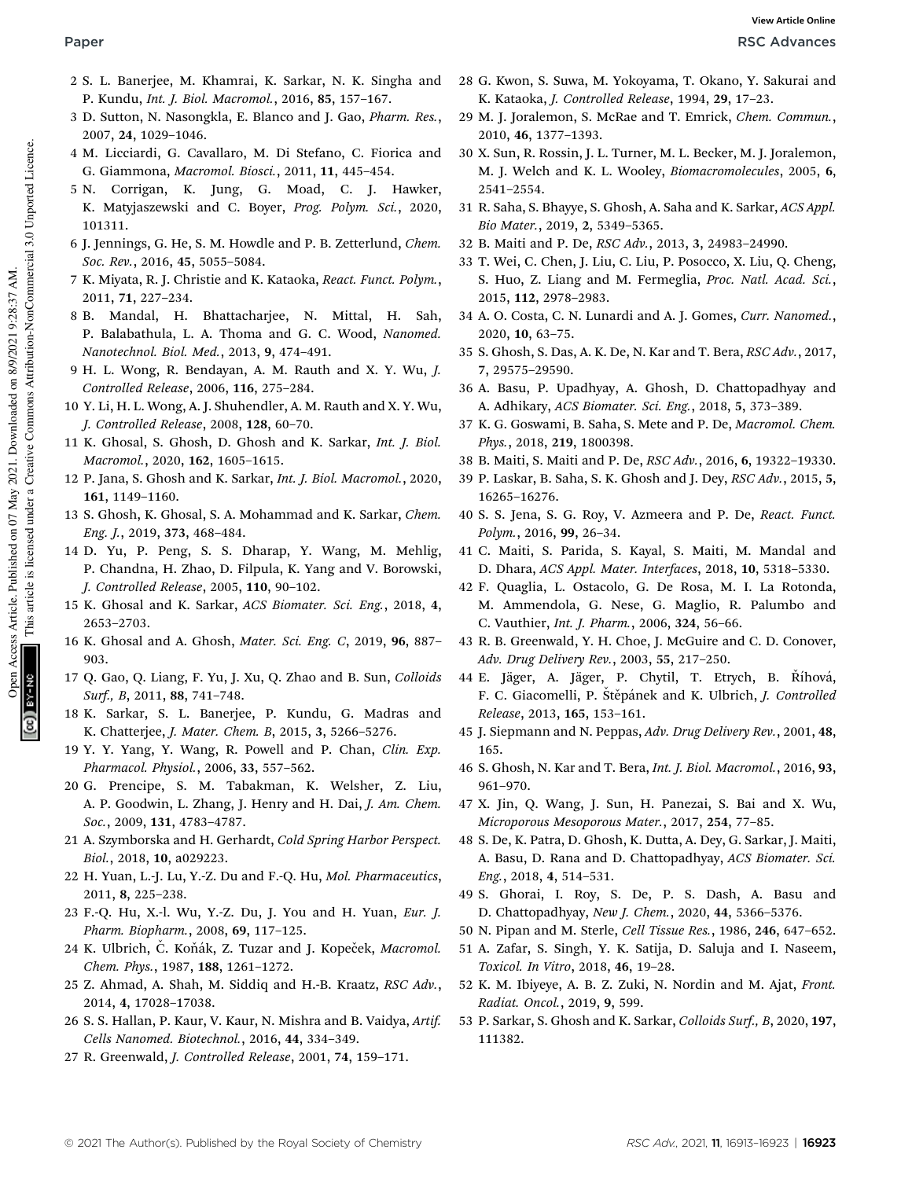2 S. L. Banerjee, M. Khamrai, K. Sarkar, N. K. Singha and P. Kundu, *Int. J. Biol. Macromol.*, 2016, **85**, 157–167.

3 D. Sutton, N. Nasongkla, E. Blanco and J. Gao, *Pharm. Res.*, 2007, **24**, 1029–1046.

4 M. Licciardi, G. Cavallaro, M. Di Stefano, C. Fiorica and G. Giammona, *Macromol. Biosci.*, 2011, **11**, 445–454.

5 N. Corrigan, K. Jung, G. Moad, C. J. Hawker, K. Matyjaszewski and C. Boyer, *Prog. Polym. Sci.*, 2020, 101311.

6 J. Jennings, G. He, S. M. Howdle and P. B. Zetterlund, *Chem. Soc. Rev.*, 2016, **45**, 5055–5084.

7 K. Miyata, R. J. Christie and K. Kataoka, *React. Funct. Polym.*, 2011, **71**, 227–234.

8 B. Mandal, H. Bhattacharjee, N. Mittal, H. Sah, P. Balabathula, L. A. Thoma and G. C. Wood, *Nanomed. Nanotechnol. Biol. Med.*, 2013, **9**, 474–491.

9 H. L. Wong, R. Bendayan, A. M. Rauth and X. Y. Wu, *J. Controlled Release*, 2006, **116**, 275–284.

10 Y. Li, H. L. Wong, A. J. Shuhendler, A. M. Rauth and X. Y. Wu, *J. Controlled Release*, 2008, **128**, 60–70.

11 K. Ghosal, S. Ghosh, D. Ghosh and K. Sarkar, *Int. J. Biol. Macromol.*, 2020, **162**, 1605–1615.

12 P. Jana, S. Ghosh and K. Sarkar, *Int. J. Biol. Macromol.*, 2020, **161**, 1149–1160.

13 S. Ghosh, K. Ghosal, S. A. Mohammad and K. Sarkar, *Chem. Eng. J.*, 2019, **373**, 468–484.

14 D. Yu, P. Peng, S. S. Dharap, Y. Wang, M. Mehlig, P. Chandna, H. Zhao, D. Filpula, K. Yang and V. Borowski, *J. Controlled Release*, 2005, **110**, 90–102.

15 K. Ghosal and K. Sarkar, *ACS Biomater. Sci. Eng.*, 2018, **4**, 2653–2703.

16 K. Ghosal and A. Ghosh, *Mater. Sci. Eng. C*, 2019, **96**, 887–903.

17 Q. Gao, Q. Liang, F. Yu, J. Xu, Q. Zhao and B. Sun, *Colloids Surf., B*, 2011, **88**, 741–748.

18 K. Sarkar, S. L. Banerjee, P. Kundu, G. Madras and K. Chatterjee, *J. Mater. Chem. B*, 2015, **3**, 5266–5276.

19 Y. Y. Yang, Y. Wang, R. Powell and P. Chan, *Clin. Exp. Pharmacol. Physiol.*, 2006, **33**, 557–562.

20 G. Prencipe, S. M. Tabakman, K. Welsher, Z. Liu, A. P. Goodwin, L. Zhang, J. Henry and H. Dai, *J. Am. Chem. Soc.*, 2009, **131**, 4783–4787.

21 A. Szymborska and H. Gerhardt, *Cold Spring Harbor Perspect. Biol.*, 2018, **10**, a029223.

22 H. Yuan, L.-J. Lu, Y.-Z. Du and F.-Q. Hu, *Mol. Pharmaceutics*, 2011, **8**, 225–238.

23 F.-Q. Hu, X.-l. Wu, Y.-Z. Du, J. You and H. Yuan, *Eur. J. Pharm. Biopharm.*, 2008, **69**, 117–125.

24 K. Ulbrich, Č. Koňák, Z. Tuzar and J. Kopeček, *Macromol. Chem. Phys.*, 1987, **188**, 1261–1272.

25 Z. Ahmad, A. Shah, M. Siddiq and H.-B. Kraatz, *RSC Adv.*, 2014, **4**, 17028–17038.

26 S. S. Hallan, P. Kaur, V. Kaur, N. Mishra and B. Vaidya, *Artif. Cells Nanomed. Biotechnol.*, 2016, **44**, 334–349.

27 R. Greenwald, *J. Controlled Release*, 2001, **74**, 159–171.

28 G. Kwon, S. Suwa, M. Yokoyama, T. Okano, Y. Sakurai and K. Kataoka, *J. Controlled Release*, 1994, **29**, 17–23.

29 M. J. Joralemon, S. McRae and T. Emrick, *Chem. Commun.*, 2010, **46**, 1377–1393.

30 X. Sun, R. Rossin, J. L. Turner, M. L. Becker, M. J. Joralemon, M. J. Welch and K. L. Wooley, *Biomacromolecules*, 2005, **6**, 2541–2554.

31 R. Saha, S. Bhayye, S. Ghosh, A. Saha and K. Sarkar, *ACS Appl. Bio Mater.*, 2019, **2**, 5349–5365.

32 B. Maiti and P. De, *RSC Adv.*, 2013, **3**, 24983–24990.

33 T. Wei, C. Chen, J. Liu, C. Liu, P. Posocco, X. Liu, Q. Cheng, S. Huo, Z. Liang and M. Fermeglia, *Proc. Natl. Acad. Sci.*, 2015, **112**, 2978–2983.

34 A. O. Costa, C. N. Lunardi and A. J. Gomes, *Curr. Nanomed.*, 2020, **10**, 63–75.

35 S. Ghosh, S. Das, A. K. De, N. Kar and T. Bera, *RSC Adv.*, 2017, **7**, 29575–29590.

36 A. Basu, P. Upadhyay, A. Ghosh, D. Chattopadhyay and A. Adhikary, *ACS Biomater. Sci. Eng.*, 2018, **5**, 373–389.

37 K. G. Goswami, B. Saha, S. Mete and P. De, *Macromol. Chem. Phys.*, 2018, **219**, 1800398.

38 B. Maiti, S. Maiti and P. De, *RSC Adv.*, 2016, **6**, 19322–19330.

39 P. Laskar, B. Saha, S. K. Ghosh and J. Dey, *RSC Adv.*, 2015, **5**, 16265–16276.

40 S. S. Jena, S. G. Roy, V. Azmeera and P. De, *React. Funct. Polym.*, 2016, **99**, 26–34.

41 C. Maiti, S. Parida, S. Kayal, S. Maiti, M. Mandal and D. Dhara, *ACS Appl. Mater. Interfaces*, 2018, **10**, 5318–5330.

42 F. Quaglia, L. Ostacolo, G. De Rosa, M. I. La Rotonda, M. Ammendola, G. Nese, G. Maglio, R. Palumbo and C. Vauthier, *Int. J. Pharm.*, 2006, **324**, 56–66.

43 R. B. Greenwald, Y. H. Choe, J. McGuire and C. D. Conover, *Adv. Drug Delivery Rev.*, 2003, **55**, 217–250.

44 E. Jäger, A. Jäger, P. Chytil, T. Etrych, B. Říhová, F. C. Giacomelli, P. Štěpánek and K. Ulbrich, *J. Controlled Release*, 2013, **165**, 153–161.

45 J. Siepmann and N. Peppas, *Adv. Drug Delivery Rev.*, 2001, **48**, 165.

46 S. Ghosh, N. Kar and T. Bera, *Int. J. Biol. Macromol.*, 2016, **93**, 961–970.

47 X. Jin, Q. Wang, J. Sun, H. Panezai, S. Bai and X. Wu, *Microporous Mesoporous Mater.*, 2017, **254**, 77–85.

48 S. De, K. Patra, D. Ghosh, K. Dutta, A. Dey, G. Sarkar, J. Maiti, A. Basu, D. Rana and D. Chattopadhyay, *ACS Biomater. Sci. Eng.*, 2018, **4**, 514–531.

49 S. Ghorai, I. Roy, S. De, P. S. Dash, A. Basu and D. Chattopadhyay, *New J. Chem.*, 2020, **44**, 5366–5376.

50 N. Pipan and M. Sterle, *Cell Tissue Res.*, 1986, **246**, 647–652.

51 A. Zafar, S. Singh, Y. K. Satija, D. Saluja and I. Naseem, *Toxicol. In Vitro*, 2018, **46**, 19–28.

52 K. M. Ibiyeye, A. B. Z. Zuki, N. Nordin and M. Ajat, *Front. Radiat. Oncol.*, 2019, **9**, 599.

53 P. Sarkar, S. Ghosh and K. Sarkar, *Colloids Surf., B*, 2020, **197**, 111382.